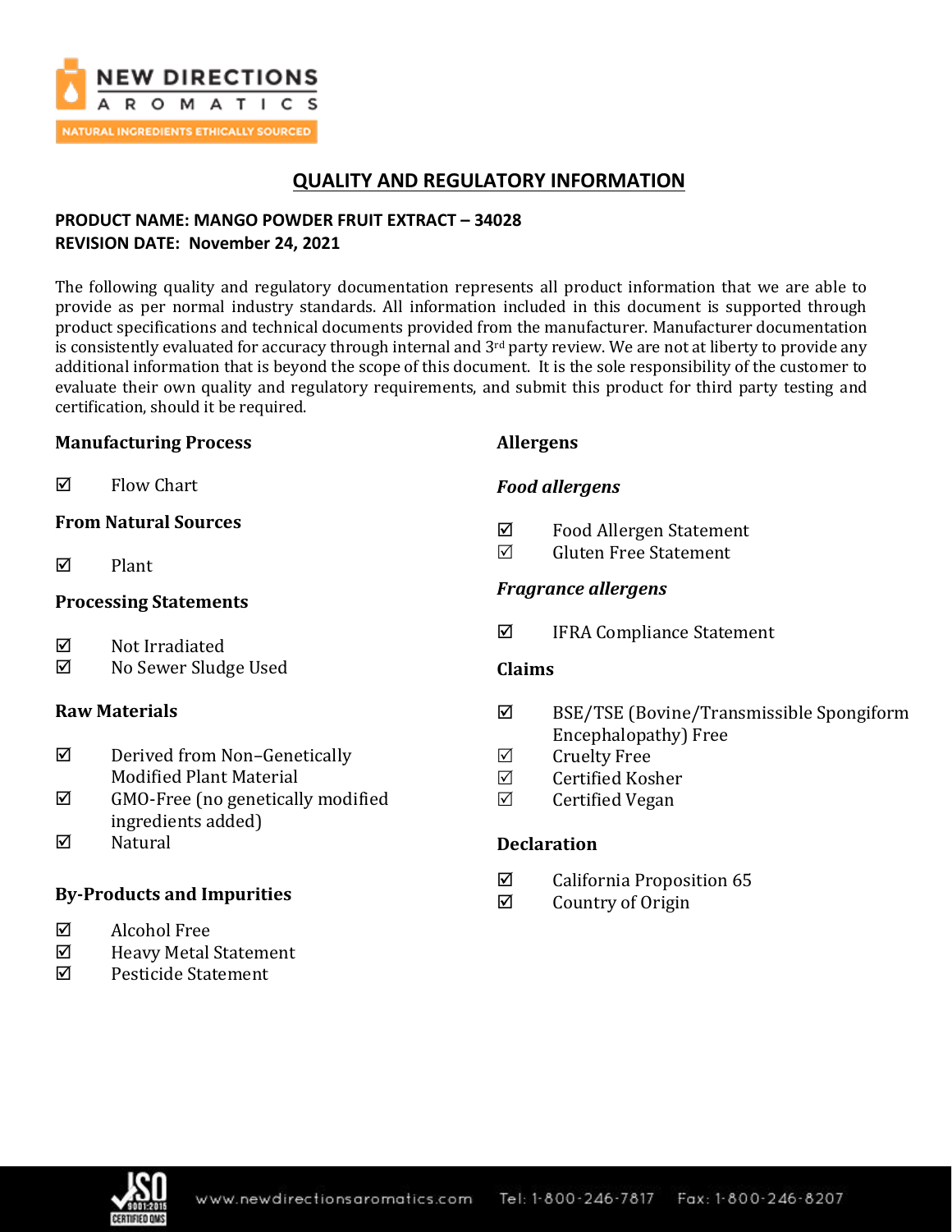## QUALITY AND REGULATORY INFORMATION

**PRODUCT NAME: MANGO POWDER FRUIT EXTRACT – 34028**
**REVISION DATE: November 24, 2021**

The following quality and regulatory documentation represents all product information that we are able to provide as per normal industry standards. All information included in this document is supported through product specifications and technical documents provided from the manufacturer. Manufacturer documentation is consistently evaluated for accuracy through internal and 3rd party review. We are not at liberty to provide any additional information that is beyond the scope of this document. It is the sole responsibility of the customer to evaluate their own quality and regulatory requirements, and submit this product for third party testing and certification, should it be required.

### Manufacturing Process

- ☑ Flow Chart

### From Natural Sources

- ☑ Plant

### Processing Statements

- ☑ Not Irradiated
- ☑ No Sewer Sludge Used

### Raw Materials

- ☑ Derived from Non–Genetically Modified Plant Material
- ☑ GMO-Free (no genetically modified ingredients added)
- ☑ Natural

### By-Products and Impurities

- ☑ Alcohol Free
- ☑ Heavy Metal Statement
- ☑ Pesticide Statement

### Allergens

#### *Food allergens*

- ☑ Food Allergen Statement
- ☑ Gluten Free Statement

#### *Fragrance allergens*

- ☑ IFRA Compliance Statement

### Claims

- ☑ BSE/TSE (Bovine/Transmissible Spongiform Encephalopathy) Free
- ☑ Cruelty Free
- ☑ Certified Kosher
- ☑ Certified Vegan

### Declaration

- ☑ California Proposition 65
- ☑ Country of Origin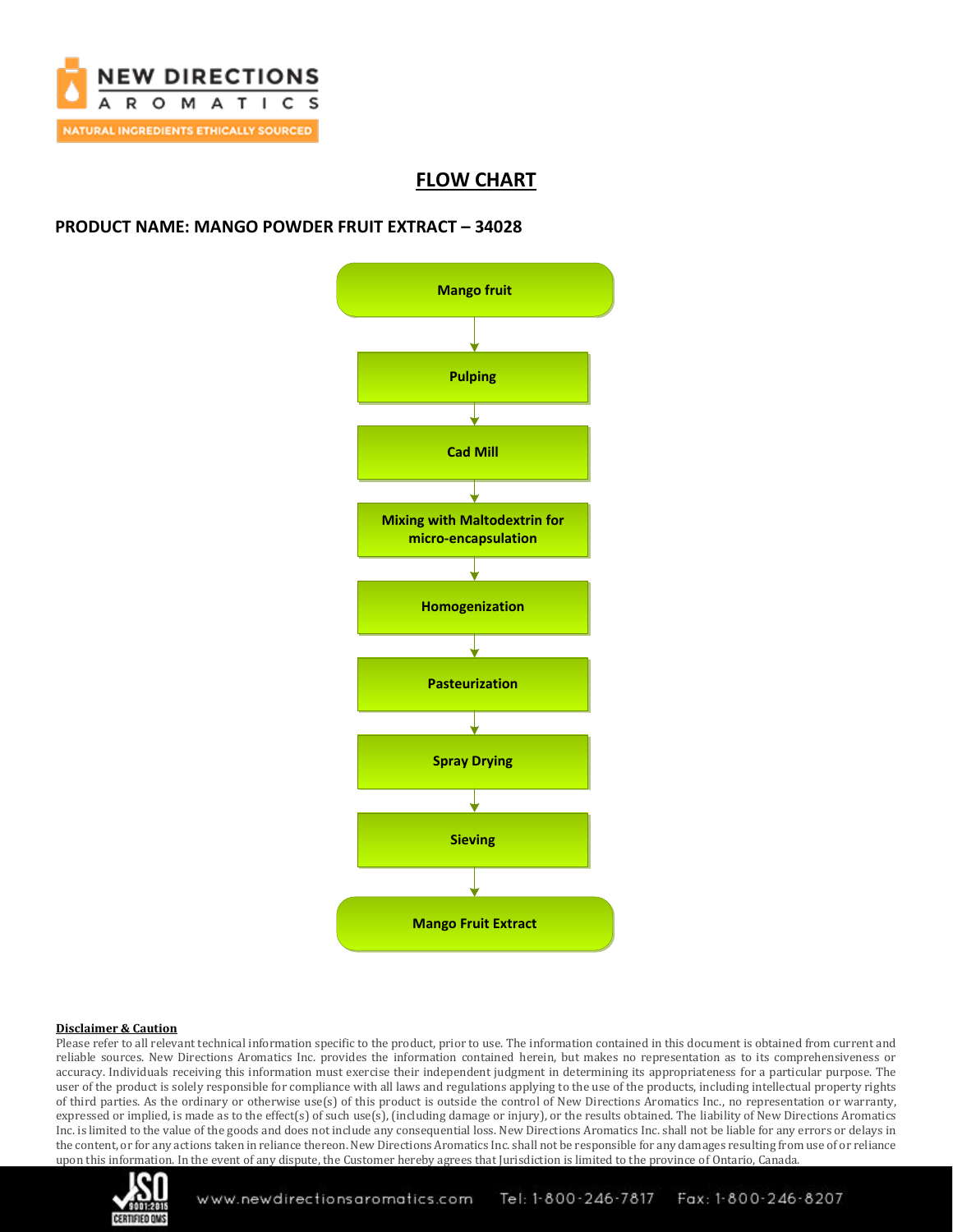# FLOW CHART

**PRODUCT NAME: MANGO POWDER FRUIT EXTRACT – 34028**

**Mango fruit**

↓

**Pulping**

↓

**Cad Mill**

↓

**Mixing with Maltodextrin for micro-encapsulation**

↓

**Homogenization**

↓

**Pasteurization**

↓

**Spray Drying**

↓

**Sieving**

↓

**Mango Fruit Extract**

**Disclaimer & Caution**

Please refer to all relevant technical information specific to the product, prior to use. The information contained in this document is obtained from current and reliable sources. New Directions Aromatics Inc. provides the information contained herein, but makes no representation as to its comprehensiveness or accuracy. Individuals receiving this information must exercise their independent judgment in determining its appropriateness for a particular purpose. The user of the product is solely responsible for compliance with all laws and regulations applying to the use of the products, including intellectual property rights of third parties. As the ordinary or otherwise use(s) of this product is outside the control of New Directions Aromatics Inc., no representation or warranty, expressed or implied, is made as to the effect(s) of such use(s), (including damage or injury), or the results obtained. The liability of New Directions Aromatics Inc. is limited to the value of the goods and does not include any consequential loss. New Directions Aromatics Inc. shall not be liable for any errors or delays in the content, or for any actions taken in reliance thereon. New Directions Aromatics Inc. shall not be responsible for any damages resulting from use of or reliance upon this information. In the event of any dispute, the Customer hereby agrees that Jurisdiction is limited to the province of Ontario, Canada.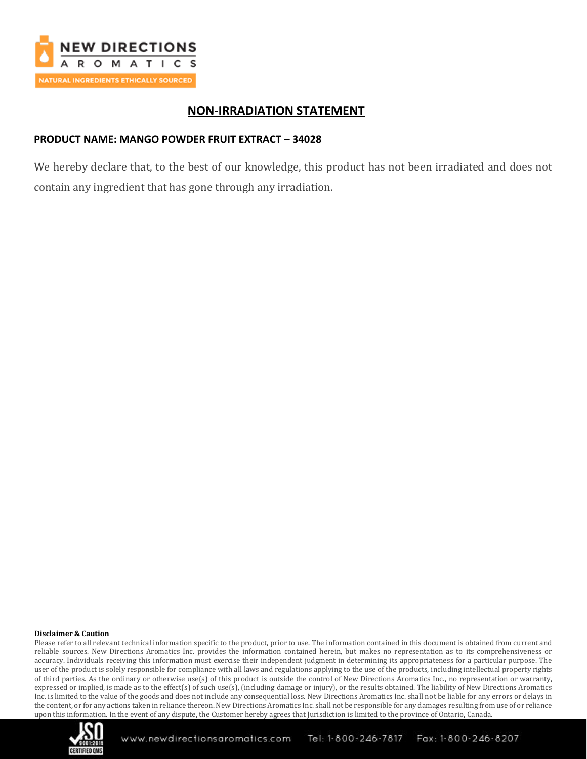# NON-IRRADIATION STATEMENT

**PRODUCT NAME: MANGO POWDER FRUIT EXTRACT – 34028**

We hereby declare that, to the best of our knowledge, this product has not been irradiated and does not contain any ingredient that has gone through any irradiation.

**Disclaimer & Caution**

Please refer to all relevant technical information specific to the product, prior to use. The information contained in this document is obtained from current and reliable sources. New Directions Aromatics Inc. provides the information contained herein, but makes no representation as to its comprehensiveness or accuracy. Individuals receiving this information must exercise their independent judgment in determining its appropriateness for a particular purpose. The user of the product is solely responsible for compliance with all laws and regulations applying to the use of the products, including intellectual property rights of third parties. As the ordinary or otherwise use(s) of this product is outside the control of New Directions Aromatics Inc., no representation or warranty, expressed or implied, is made as to the effect(s) of such use(s), (including damage or injury), or the results obtained. The liability of New Directions Aromatics Inc. is limited to the value of the goods and does not include any consequential loss. New Directions Aromatics Inc. shall not be liable for any errors or delays in the content, or for any actions taken in reliance thereon. New Directions Aromatics Inc. shall not be responsible for any damages resulting from use of or reliance upon this information. In the event of any dispute, the Customer hereby agrees that Jurisdiction is limited to the province of Ontario, Canada.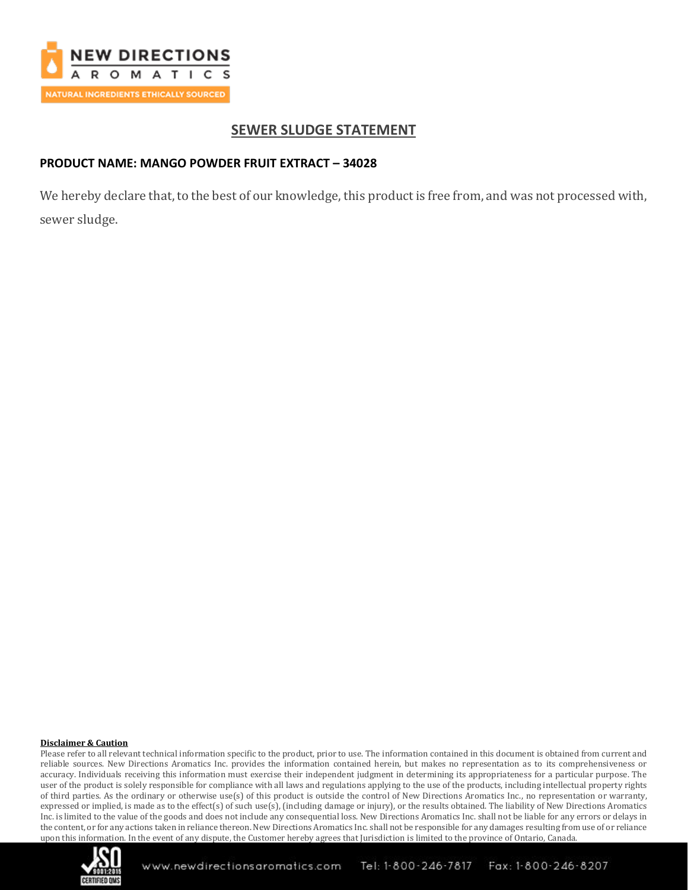## SEWER SLUDGE STATEMENT

**PRODUCT NAME: MANGO POWDER FRUIT EXTRACT – 34028**

We hereby declare that, to the best of our knowledge, this product is free from, and was not processed with, sewer sludge.

**Disclaimer & Caution**

Please refer to all relevant technical information specific to the product, prior to use. The information contained in this document is obtained from current and reliable sources. New Directions Aromatics Inc. provides the information contained herein, but makes no representation as to its comprehensiveness or accuracy. Individuals receiving this information must exercise their independent judgment in determining its appropriateness for a particular purpose. The user of the product is solely responsible for compliance with all laws and regulations applying to the use of the products, including intellectual property rights of third parties. As the ordinary or otherwise use(s) of this product is outside the control of New Directions Aromatics Inc., no representation or warranty, expressed or implied, is made as to the effect(s) of such use(s), (including damage or injury), or the results obtained. The liability of New Directions Aromatics Inc. is limited to the value of the goods and does not include any consequential loss. New Directions Aromatics Inc. shall not be liable for any errors or delays in the content, or for any actions taken in reliance thereon. New Directions Aromatics Inc. shall not be responsible for any damages resulting from use of or reliance upon this information. In the event of any dispute, the Customer hereby agrees that Jurisdiction is limited to the province of Ontario, Canada.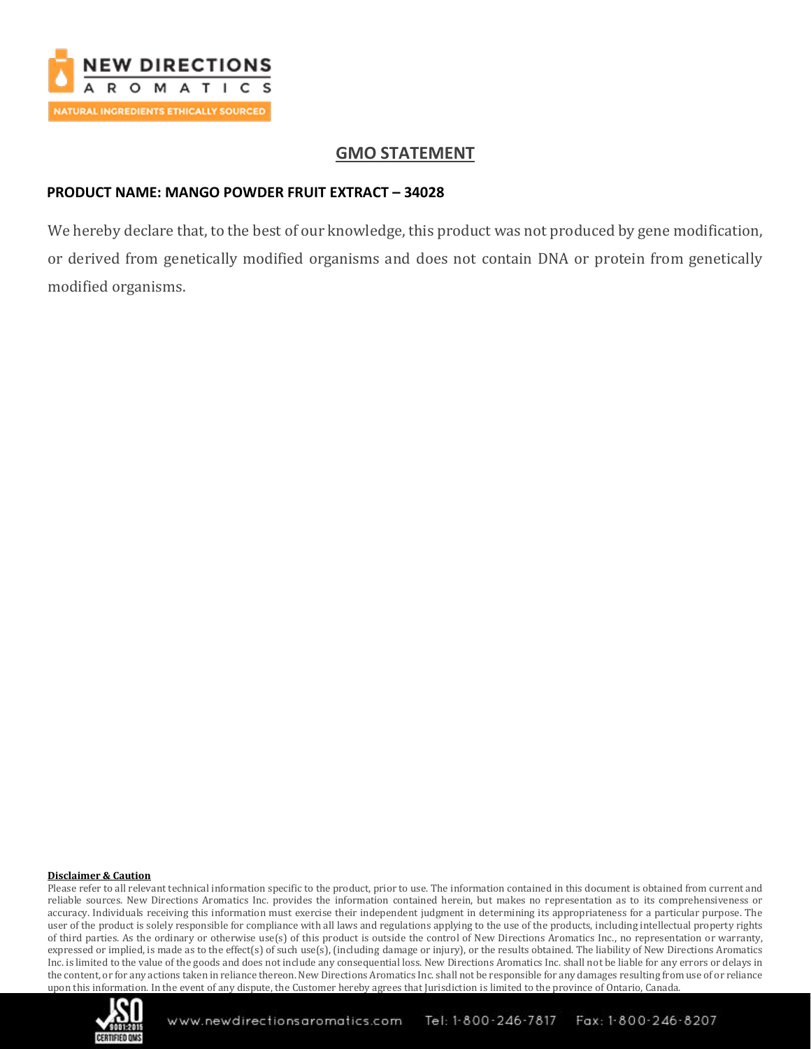# GMO STATEMENT

**PRODUCT NAME: MANGO POWDER FRUIT EXTRACT – 34028**

We hereby declare that, to the best of our knowledge, this product was not produced by gene modification, or derived from genetically modified organisms and does not contain DNA or protein from genetically modified organisms.

**Disclaimer & Caution**

Please refer to all relevant technical information specific to the product, prior to use. The information contained in this document is obtained from current and reliable sources. New Directions Aromatics Inc. provides the information contained herein, but makes no representation as to its comprehensiveness or accuracy. Individuals receiving this information must exercise their independent judgment in determining its appropriateness for a particular purpose. The user of the product is solely responsible for compliance with all laws and regulations applying to the use of the products, including intellectual property rights of third parties. As the ordinary or otherwise use(s) of this product is outside the control of New Directions Aromatics Inc., no representation or warranty, expressed or implied, is made as to the effect(s) of such use(s), (including damage or injury), or the results obtained. The liability of New Directions Aromatics Inc. is limited to the value of the goods and does not include any consequential loss. New Directions Aromatics Inc. shall not be liable for any errors or delays in the content, or for any actions taken in reliance thereon. New Directions Aromatics Inc. shall not be responsible for any damages resulting from use of or reliance upon this information. In the event of any dispute, the Customer hereby agrees that Jurisdiction is limited to the province of Ontario, Canada.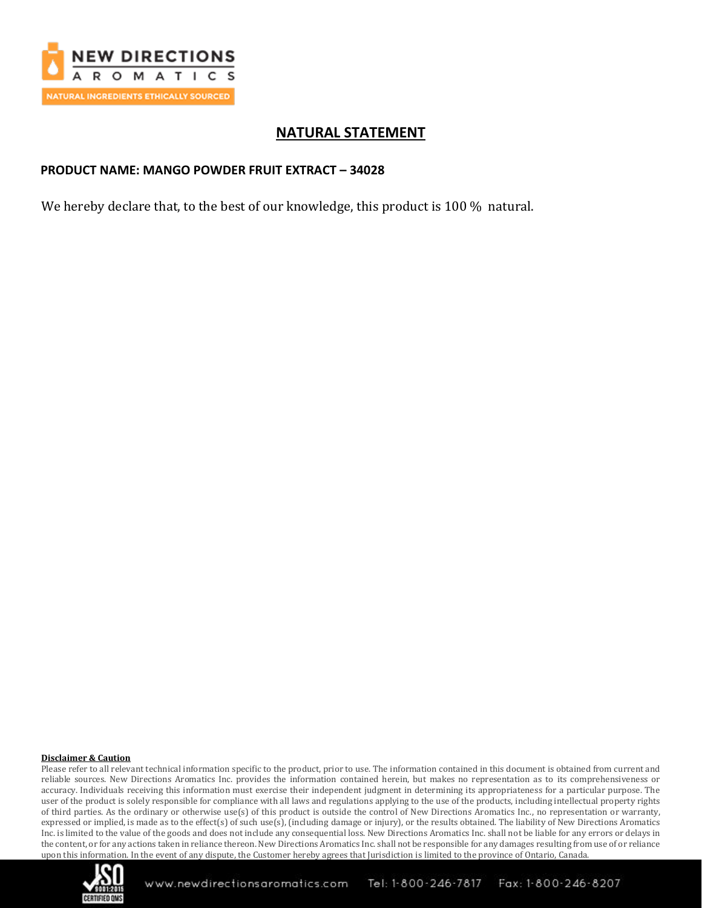## NATURAL STATEMENT

**PRODUCT NAME: MANGO POWDER FRUIT EXTRACT – 34028**

We hereby declare that, to the best of our knowledge, this product is 100 % natural.

**Disclaimer & Caution**

Please refer to all relevant technical information specific to the product, prior to use. The information contained in this document is obtained from current and reliable sources. New Directions Aromatics Inc. provides the information contained herein, but makes no representation as to its comprehensiveness or accuracy. Individuals receiving this information must exercise their independent judgment in determining its appropriateness for a particular purpose. The user of the product is solely responsible for compliance with all laws and regulations applying to the use of the products, including intellectual property rights of third parties. As the ordinary or otherwise use(s) of this product is outside the control of New Directions Aromatics Inc., no representation or warranty, expressed or implied, is made as to the effect(s) of such use(s), (including damage or injury), or the results obtained. The liability of New Directions Aromatics Inc. is limited to the value of the goods and does not include any consequential loss. New Directions Aromatics Inc. shall not be liable for any errors or delays in the content, or for any actions taken in reliance thereon. New Directions Aromatics Inc. shall not be responsible for any damages resulting from use of or reliance upon this information. In the event of any dispute, the Customer hereby agrees that Jurisdiction is limited to the province of Ontario, Canada.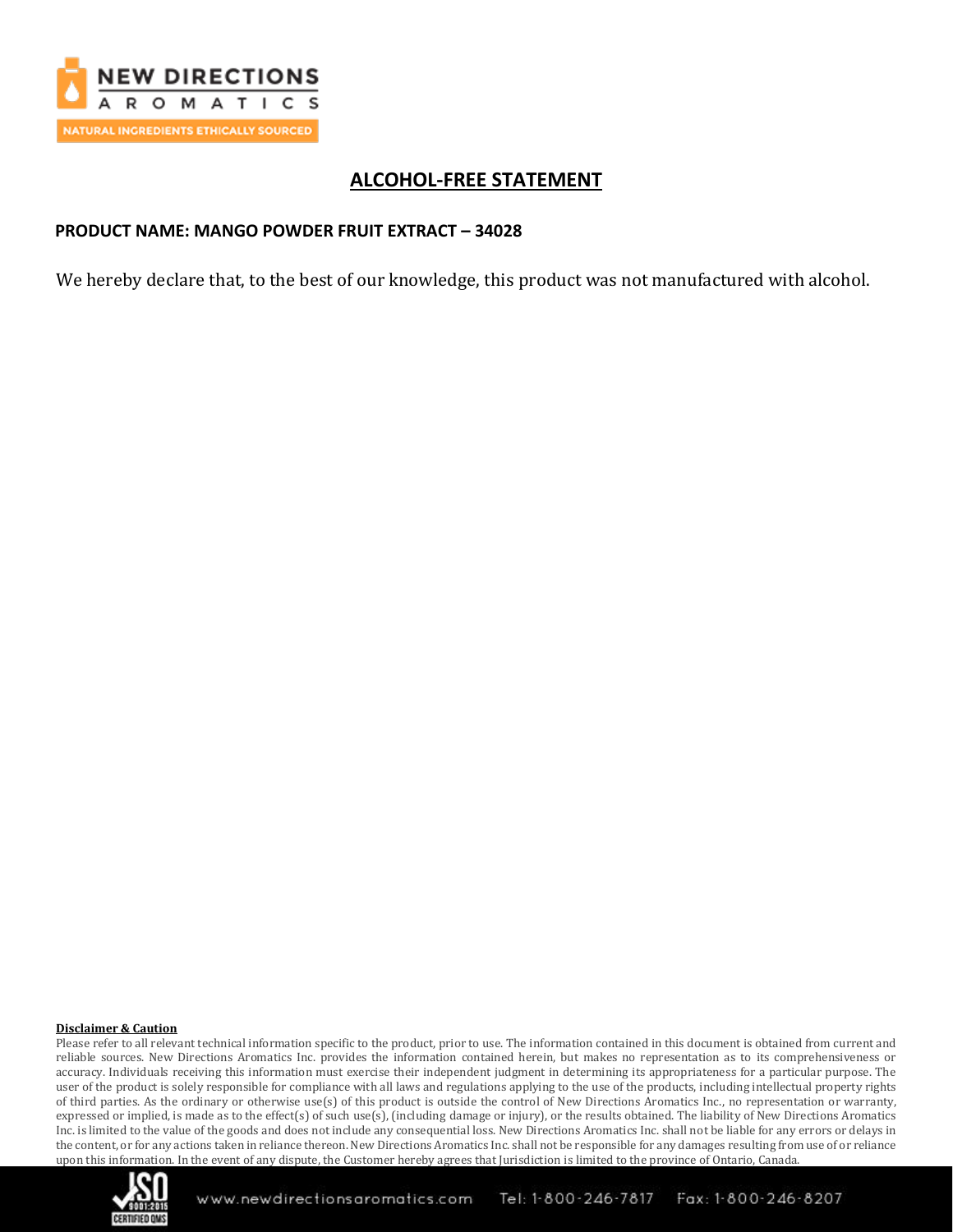# ALCOHOL-FREE STATEMENT

**PRODUCT NAME: MANGO POWDER FRUIT EXTRACT – 34028**

We hereby declare that, to the best of our knowledge, this product was not manufactured with alcohol.

**Disclaimer & Caution**

Please refer to all relevant technical information specific to the product, prior to use. The information contained in this document is obtained from current and reliable sources. New Directions Aromatics Inc. provides the information contained herein, but makes no representation as to its comprehensiveness or accuracy. Individuals receiving this information must exercise their independent judgment in determining its appropriateness for a particular purpose. The user of the product is solely responsible for compliance with all laws and regulations applying to the use of the products, including intellectual property rights of third parties. As the ordinary or otherwise use(s) of this product is outside the control of New Directions Aromatics Inc., no representation or warranty, expressed or implied, is made as to the effect(s) of such use(s), (including damage or injury), or the results obtained. The liability of New Directions Aromatics Inc. is limited to the value of the goods and does not include any consequential loss. New Directions Aromatics Inc. shall not be liable for any errors or delays in the content, or for any actions taken in reliance thereon. New Directions Aromatics Inc. shall not be responsible for any damages resulting from use of or reliance upon this information. In the event of any dispute, the Customer hereby agrees that Jurisdiction is limited to the province of Ontario, Canada.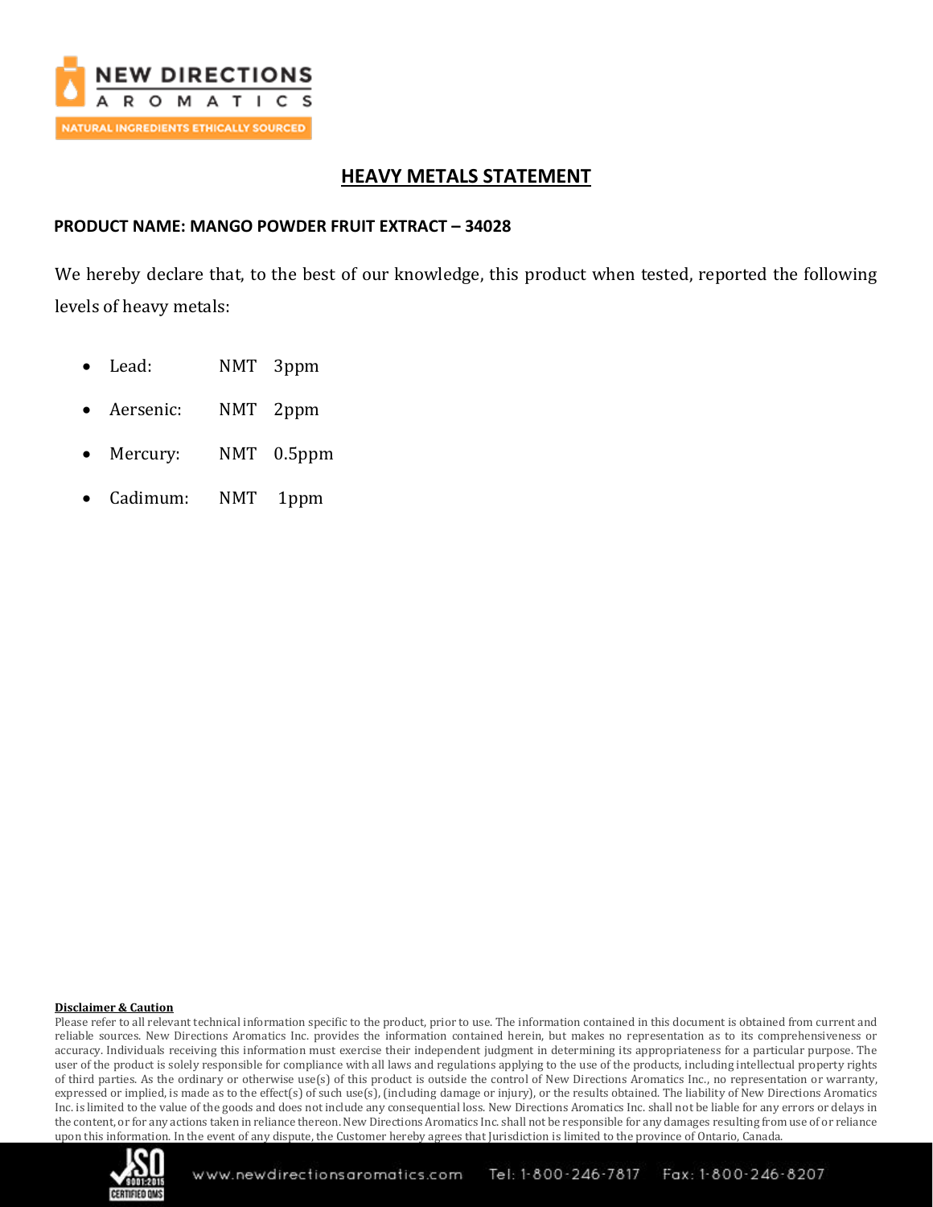## HEAVY METALS STATEMENT

**PRODUCT NAME: MANGO POWDER FRUIT EXTRACT – 34028**

We hereby declare that, to the best of our knowledge, this product when tested, reported the following levels of heavy metals:

- Lead: NMT 3ppm
- Aersenic: NMT 2ppm
- Mercury: NMT 0.5ppm
- Cadimum: NMT 1ppm

**Disclaimer & Caution**

Please refer to all relevant technical information specific to the product, prior to use. The information contained in this document is obtained from current and reliable sources. New Directions Aromatics Inc. provides the information contained herein, but makes no representation as to its comprehensiveness or accuracy. Individuals receiving this information must exercise their independent judgment in determining its appropriateness for a particular purpose. The user of the product is solely responsible for compliance with all laws and regulations applying to the use of the products, including intellectual property rights of third parties. As the ordinary or otherwise use(s) of this product is outside the control of New Directions Aromatics Inc., no representation or warranty, expressed or implied, is made as to the effect(s) of such use(s), (including damage or injury), or the results obtained. The liability of New Directions Aromatics Inc. is limited to the value of the goods and does not include any consequential loss. New Directions Aromatics Inc. shall not be liable for any errors or delays in the content, or for any actions taken in reliance thereon. New Directions Aromatics Inc. shall not be responsible for any damages resulting from use of or reliance upon this information. In the event of any dispute, the Customer hereby agrees that Jurisdiction is limited to the province of Ontario, Canada.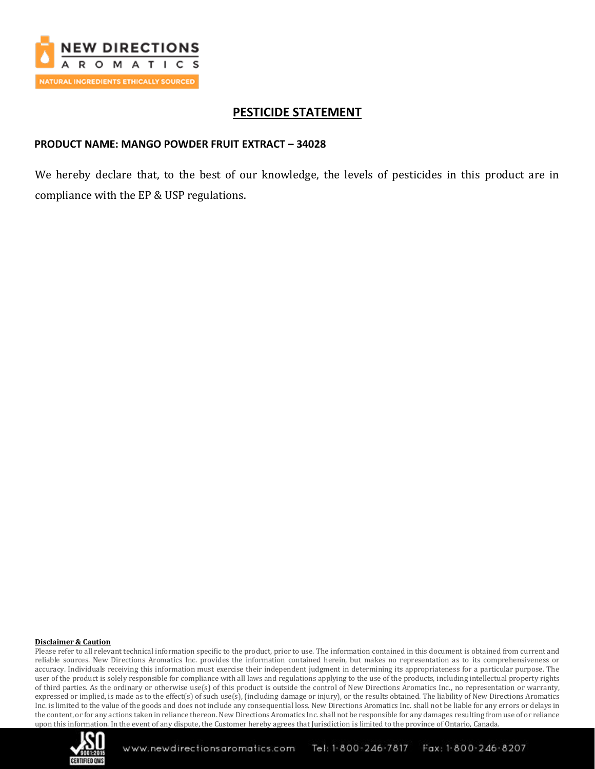# PESTICIDE STATEMENT

**PRODUCT NAME: MANGO POWDER FRUIT EXTRACT – 34028**

We hereby declare that, to the best of our knowledge, the levels of pesticides in this product are in compliance with the EP & USP regulations.

**Disclaimer & Caution**

Please refer to all relevant technical information specific to the product, prior to use. The information contained in this document is obtained from current and reliable sources. New Directions Aromatics Inc. provides the information contained herein, but makes no representation as to its comprehensiveness or accuracy. Individuals receiving this information must exercise their independent judgment in determining its appropriateness for a particular purpose. The user of the product is solely responsible for compliance with all laws and regulations applying to the use of the products, including intellectual property rights of third parties. As the ordinary or otherwise use(s) of this product is outside the control of New Directions Aromatics Inc., no representation or warranty, expressed or implied, is made as to the effect(s) of such use(s), (including damage or injury), or the results obtained. The liability of New Directions Aromatics Inc. is limited to the value of the goods and does not include any consequential loss. New Directions Aromatics Inc. shall not be liable for any errors or delays in the content, or for any actions taken in reliance thereon. New Directions Aromatics Inc. shall not be responsible for any damages resulting from use of or reliance upon this information. In the event of any dispute, the Customer hereby agrees that Jurisdiction is limited to the province of Ontario, Canada.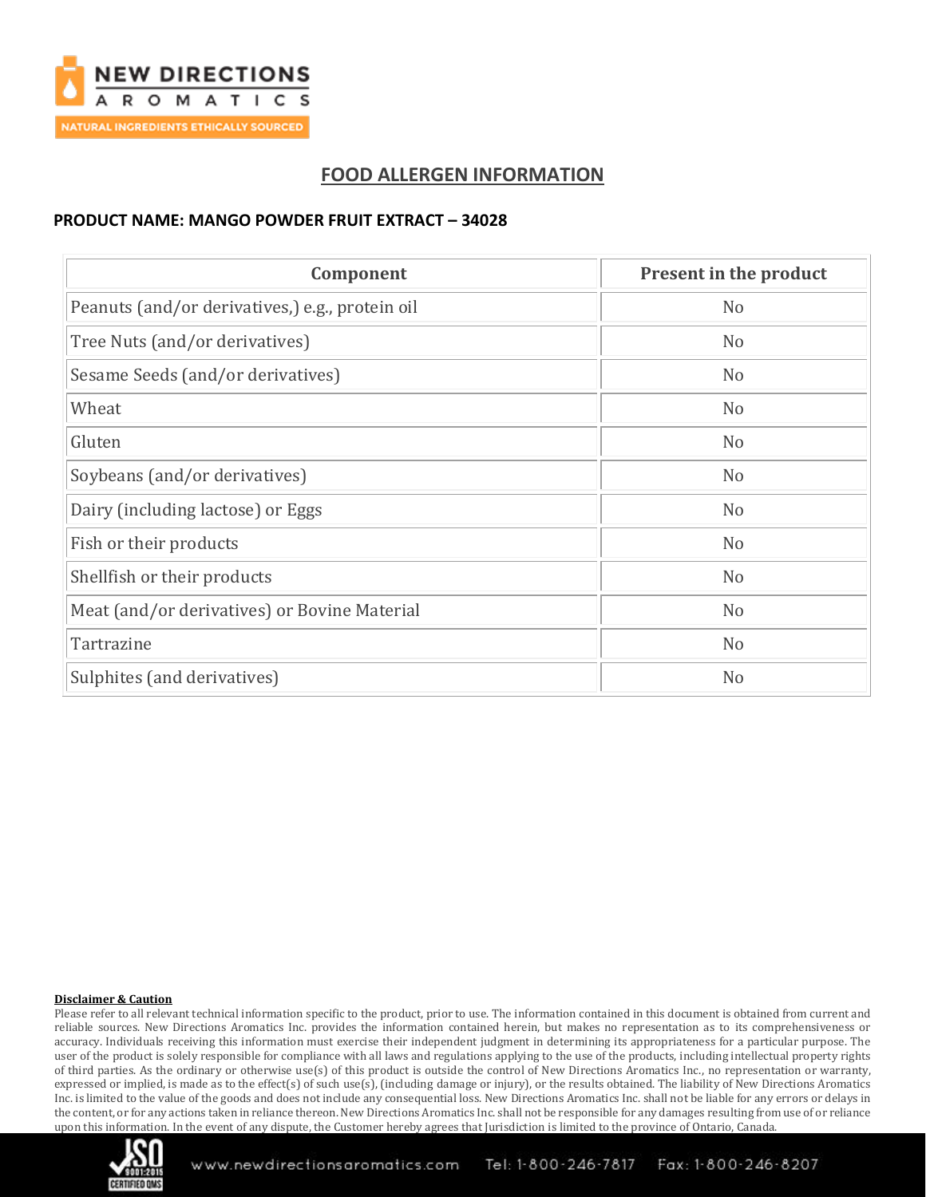# FOOD ALLERGEN INFORMATION

**PRODUCT NAME: MANGO POWDER FRUIT EXTRACT – 34028**

| Component | Present in the product |
|---|---|
| Peanuts (and/or derivatives,) e.g., protein oil | No |
| Tree Nuts (and/or derivatives) | No |
| Sesame Seeds (and/or derivatives) | No |
| Wheat | No |
| Gluten | No |
| Soybeans (and/or derivatives) | No |
| Dairy (including lactose) or Eggs | No |
| Fish or their products | No |
| Shellfish or their products | No |
| Meat (and/or derivatives) or Bovine Material | No |
| Tartrazine | No |
| Sulphites (and derivatives) | No |

**Disclaimer & Caution**

Please refer to all relevant technical information specific to the product, prior to use. The information contained in this document is obtained from current and reliable sources. New Directions Aromatics Inc. provides the information contained herein, but makes no representation as to its comprehensiveness or accuracy. Individuals receiving this information must exercise their independent judgment in determining its appropriateness for a particular purpose. The user of the product is solely responsible for compliance with all laws and regulations applying to the use of the products, including intellectual property rights of third parties. As the ordinary or otherwise use(s) of this product is outside the control of New Directions Aromatics Inc., no representation or warranty, expressed or implied, is made as to the effect(s) of such use(s), (including damage or injury), or the results obtained. The liability of New Directions Aromatics Inc. is limited to the value of the goods and does not include any consequential loss. New Directions Aromatics Inc. shall not be liable for any errors or delays in the content, or for any actions taken in reliance thereon. New Directions Aromatics Inc. shall not be responsible for any damages resulting from use of or reliance upon this information. In the event of any dispute, the Customer hereby agrees that Jurisdiction is limited to the province of Ontario, Canada.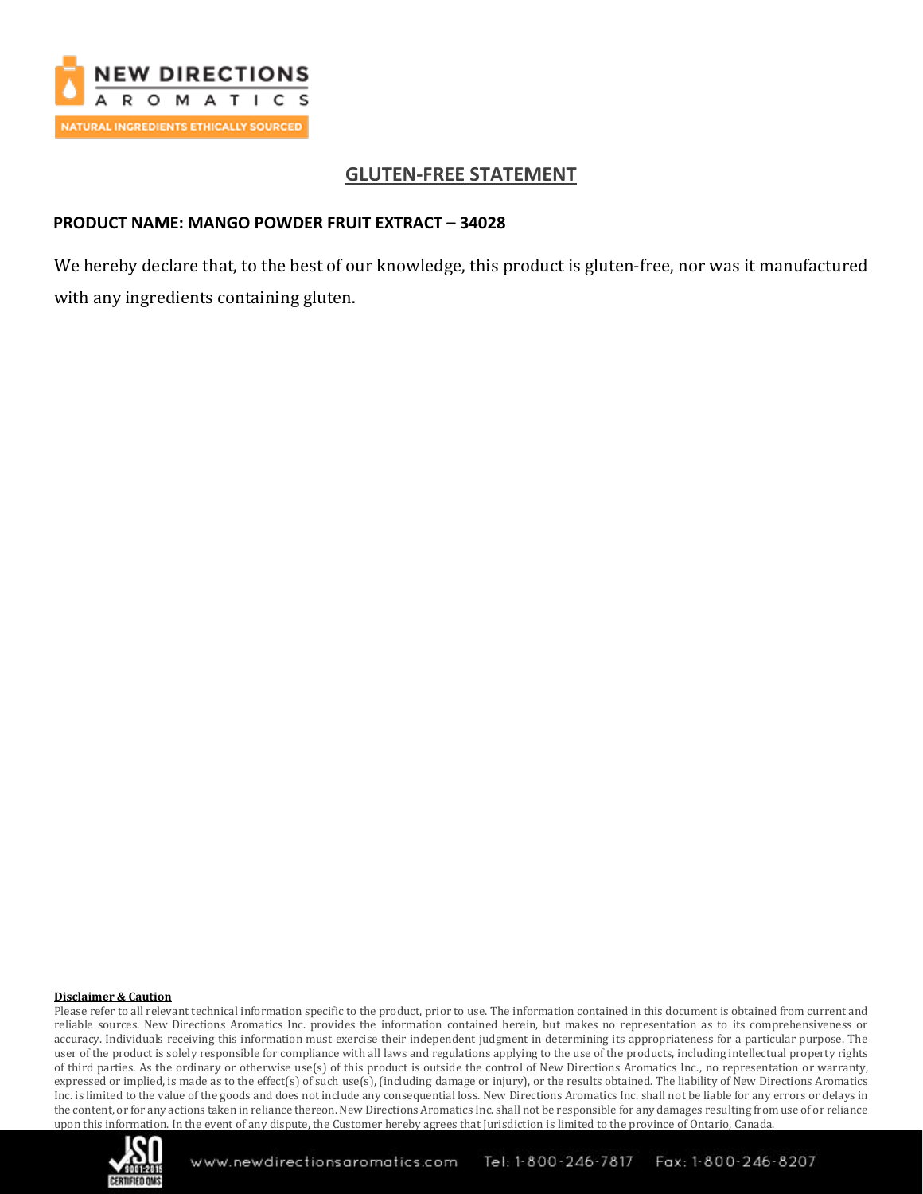## GLUTEN-FREE STATEMENT

**PRODUCT NAME: MANGO POWDER FRUIT EXTRACT – 34028**

We hereby declare that, to the best of our knowledge, this product is gluten-free, nor was it manufactured with any ingredients containing gluten.

**Disclaimer & Caution**

Please refer to all relevant technical information specific to the product, prior to use. The information contained in this document is obtained from current and reliable sources. New Directions Aromatics Inc. provides the information contained herein, but makes no representation as to its comprehensiveness or accuracy. Individuals receiving this information must exercise their independent judgment in determining its appropriateness for a particular purpose. The user of the product is solely responsible for compliance with all laws and regulations applying to the use of the products, including intellectual property rights of third parties. As the ordinary or otherwise use(s) of this product is outside the control of New Directions Aromatics Inc., no representation or warranty, expressed or implied, is made as to the effect(s) of such use(s), (including damage or injury), or the results obtained. The liability of New Directions Aromatics Inc. is limited to the value of the goods and does not include any consequential loss. New Directions Aromatics Inc. shall not be liable for any errors or delays in the content, or for any actions taken in reliance thereon. New Directions Aromatics Inc. shall not be responsible for any damages resulting from use of or reliance upon this information. In the event of any dispute, the Customer hereby agrees that Jurisdiction is limited to the province of Ontario, Canada.

www.newdirectionsaromatics.com Tel: 1-800-246-7817 Fax: 1-800-246-8207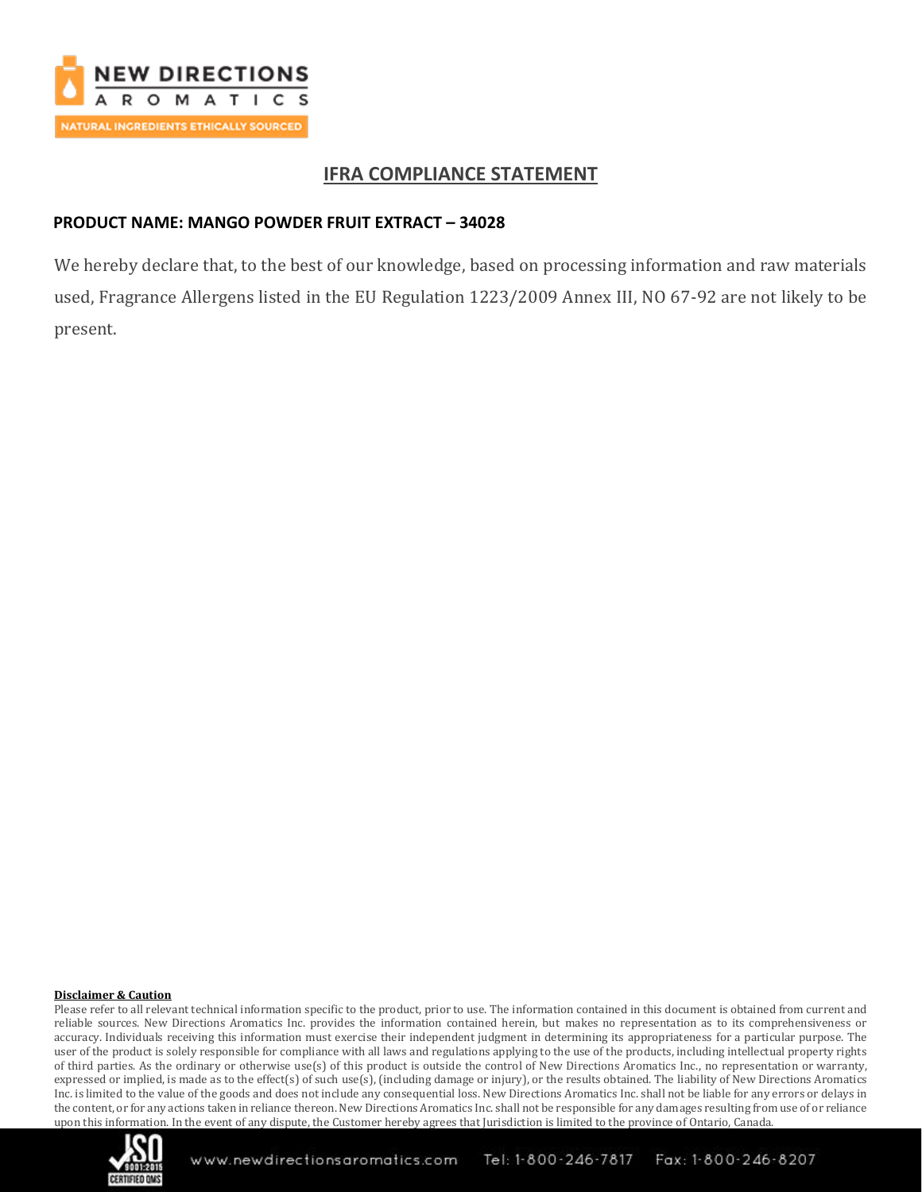# IFRA COMPLIANCE STATEMENT

**PRODUCT NAME: MANGO POWDER FRUIT EXTRACT – 34028**

We hereby declare that, to the best of our knowledge, based on processing information and raw materials used, Fragrance Allergens listed in the EU Regulation 1223/2009 Annex III, NO 67-92 are not likely to be present.

**Disclaimer & Caution**

Please refer to all relevant technical information specific to the product, prior to use. The information contained in this document is obtained from current and reliable sources. New Directions Aromatics Inc. provides the information contained herein, but makes no representation as to its comprehensiveness or accuracy. Individuals receiving this information must exercise their independent judgment in determining its appropriateness for a particular purpose. The user of the product is solely responsible for compliance with all laws and regulations applying to the use of the products, including intellectual property rights of third parties. As the ordinary or otherwise use(s) of this product is outside the control of New Directions Aromatics Inc., no representation or warranty, expressed or implied, is made as to the effect(s) of such use(s), (including damage or injury), or the results obtained. The liability of New Directions Aromatics Inc. is limited to the value of the goods and does not include any consequential loss. New Directions Aromatics Inc. shall not be liable for any errors or delays in the content, or for any actions taken in reliance thereon. New Directions Aromatics Inc. shall not be responsible for any damages resulting from use of or reliance upon this information. In the event of any dispute, the Customer hereby agrees that Jurisdiction is limited to the province of Ontario, Canada.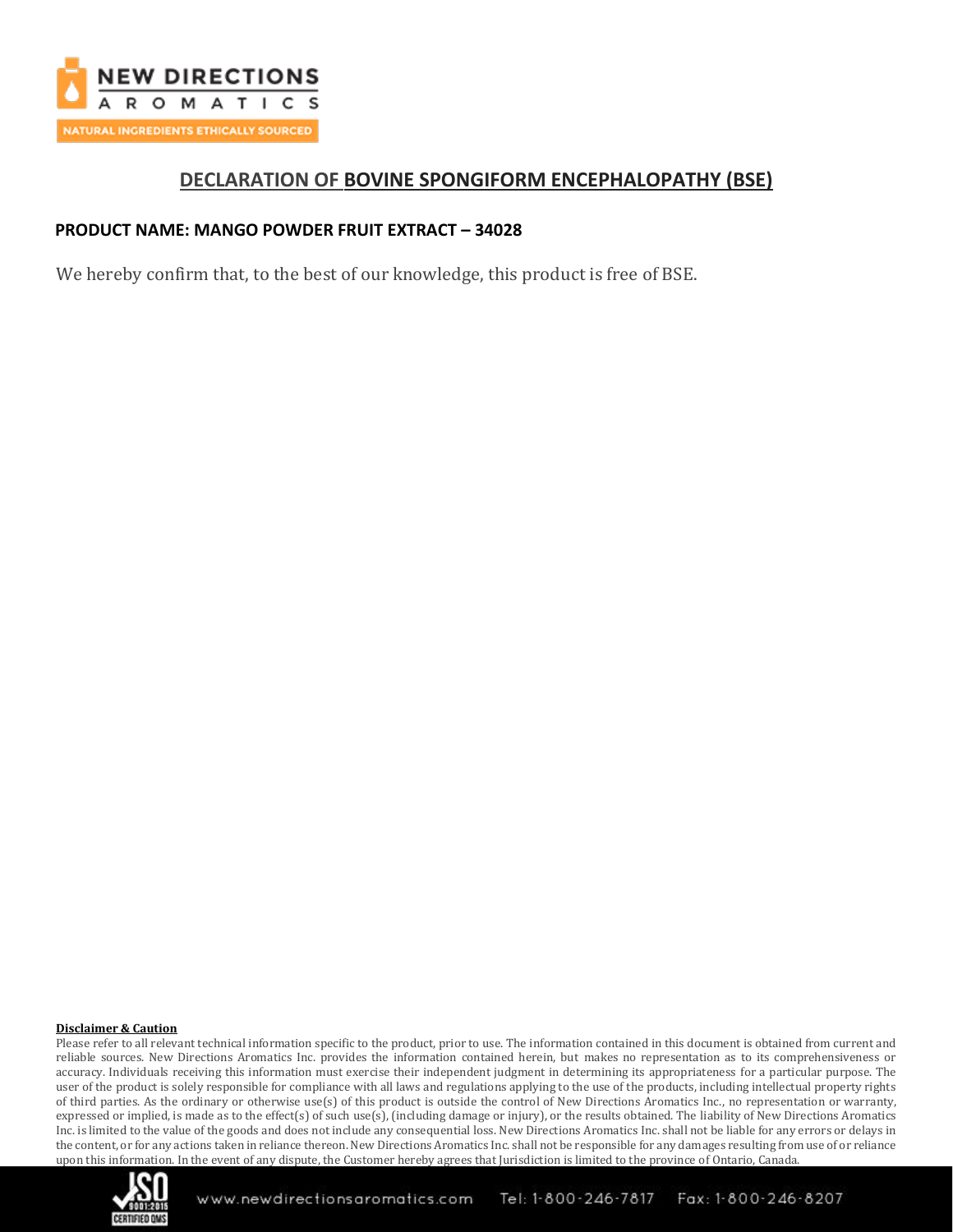# DECLARATION OF BOVINE SPONGIFORM ENCEPHALOPATHY (BSE)

**PRODUCT NAME: MANGO POWDER FRUIT EXTRACT – 34028**

We hereby confirm that, to the best of our knowledge, this product is free of BSE.

**Disclaimer & Caution**

Please refer to all relevant technical information specific to the product, prior to use. The information contained in this document is obtained from current and reliable sources. New Directions Aromatics Inc. provides the information contained herein, but makes no representation as to its comprehensiveness or accuracy. Individuals receiving this information must exercise their independent judgment in determining its appropriateness for a particular purpose. The user of the product is solely responsible for compliance with all laws and regulations applying to the use of the products, including intellectual property rights of third parties. As the ordinary or otherwise use(s) of this product is outside the control of New Directions Aromatics Inc., no representation or warranty, expressed or implied, is made as to the effect(s) of such use(s), (including damage or injury), or the results obtained. The liability of New Directions Aromatics Inc. is limited to the value of the goods and does not include any consequential loss. New Directions Aromatics Inc. shall not be liable for any errors or delays in the content, or for any actions taken in reliance thereon. New Directions Aromatics Inc. shall not be responsible for any damages resulting from use of or reliance upon this information. In the event of any dispute, the Customer hereby agrees that Jurisdiction is limited to the province of Ontario, Canada.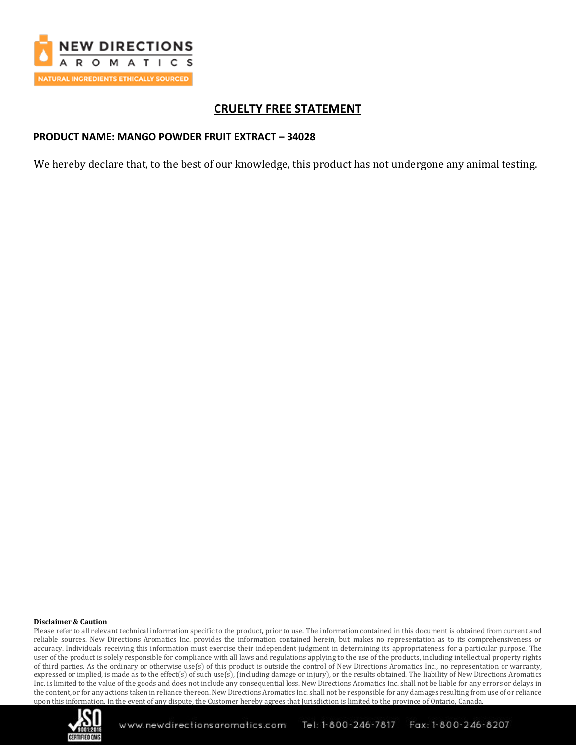# CRUELTY FREE STATEMENT

**PRODUCT NAME: MANGO POWDER FRUIT EXTRACT – 34028**

We hereby declare that, to the best of our knowledge, this product has not undergone any animal testing.

**Disclaimer & Caution**

Please refer to all relevant technical information specific to the product, prior to use. The information contained in this document is obtained from current and reliable sources. New Directions Aromatics Inc. provides the information contained herein, but makes no representation as to its comprehensiveness or accuracy. Individuals receiving this information must exercise their independent judgment in determining its appropriateness for a particular purpose. The user of the product is solely responsible for compliance with all laws and regulations applying to the use of the products, including intellectual property rights of third parties. As the ordinary or otherwise use(s) of this product is outside the control of New Directions Aromatics Inc., no representation or warranty, expressed or implied, is made as to the effect(s) of such use(s), (including damage or injury), or the results obtained. The liability of New Directions Aromatics Inc. is limited to the value of the goods and does not include any consequential loss. New Directions Aromatics Inc. shall not be liable for any errors or delays in the content, or for any actions taken in reliance thereon. New Directions Aromatics Inc. shall not be responsible for any damages resulting from use of or reliance upon this information. In the event of any dispute, the Customer hereby agrees that Jurisdiction is limited to the province of Ontario, Canada.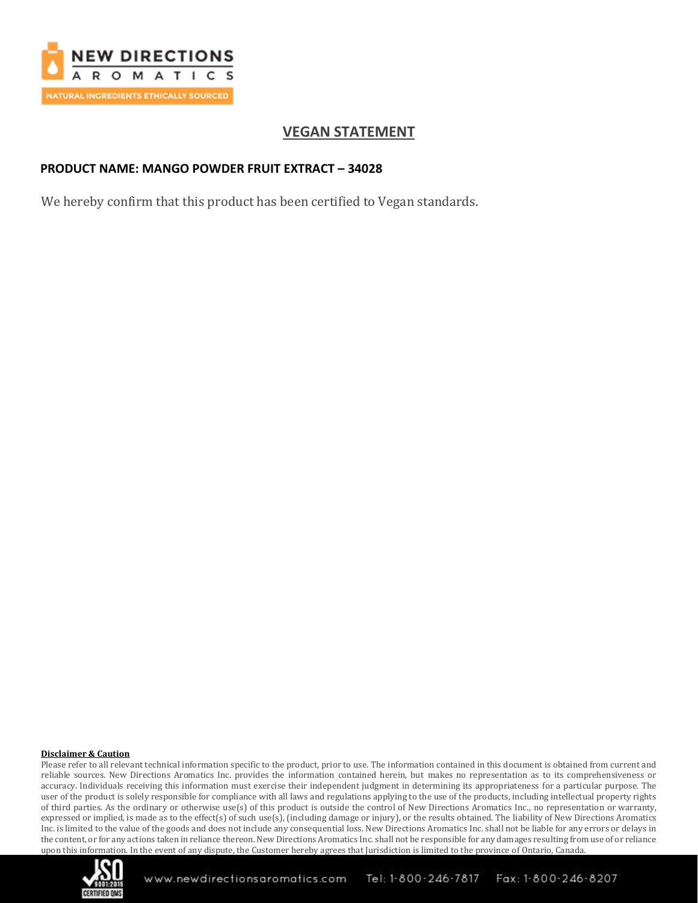## VEGAN STATEMENT

**PRODUCT NAME: MANGO POWDER FRUIT EXTRACT – 34028**

We hereby confirm that this product has been certified to Vegan standards.

**Disclaimer & Caution**

Please refer to all relevant technical information specific to the product, prior to use. The information contained in this document is obtained from current and reliable sources. New Directions Aromatics Inc. provides the information contained herein, but makes no representation as to its comprehensiveness or accuracy. Individuals receiving this information must exercise their independent judgment in determining its appropriateness for a particular purpose. The user of the product is solely responsible for compliance with all laws and regulations applying to the use of the products, including intellectual property rights of third parties. As the ordinary or otherwise use(s) of this product is outside the control of New Directions Aromatics Inc., no representation or warranty, expressed or implied, is made as to the effect(s) of such use(s), (including damage or injury), or the results obtained. The liability of New Directions Aromatics Inc. is limited to the value of the goods and does not include any consequential loss. New Directions Aromatics Inc. shall not be liable for any errors or delays in the content, or for any actions taken in reliance thereon. New Directions Aromatics Inc. shall not be responsible for any damages resulting from use of or reliance upon this information. In the event of any dispute, the Customer hereby agrees that Jurisdiction is limited to the province of Ontario, Canada.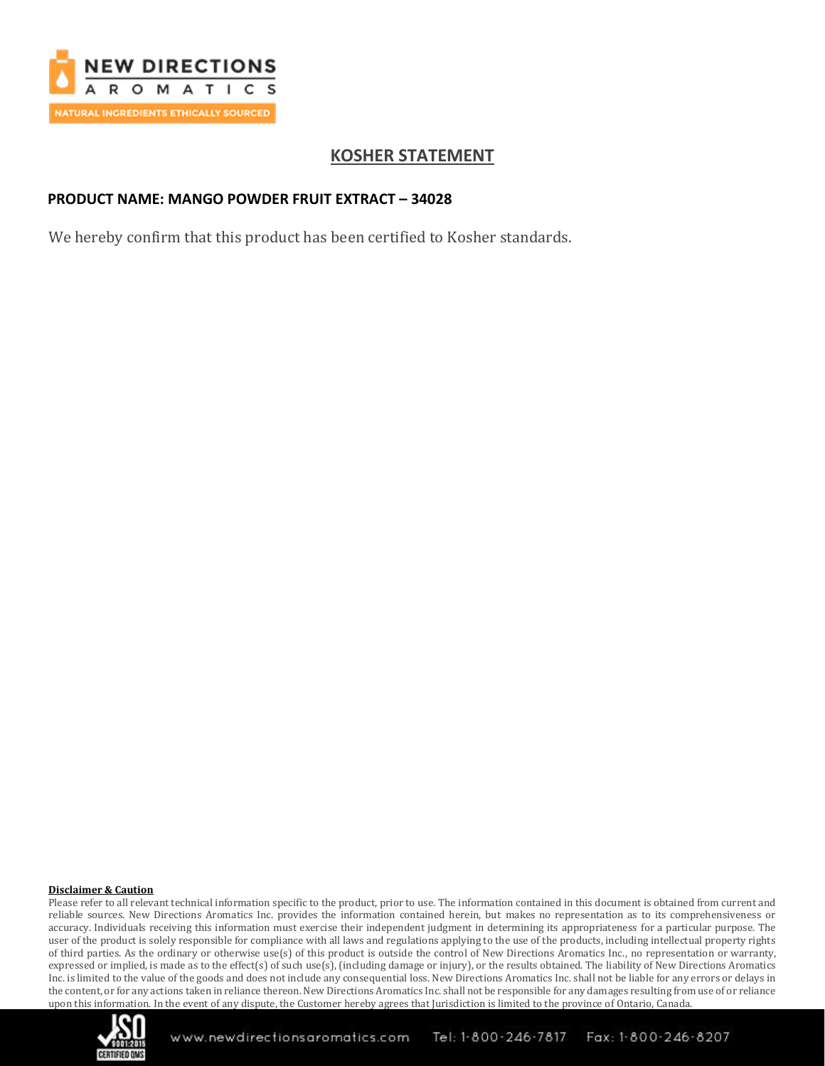## KOSHER STATEMENT

**PRODUCT NAME: MANGO POWDER FRUIT EXTRACT – 34028**

We hereby confirm that this product has been certified to Kosher standards.

**Disclaimer & Caution**

Please refer to all relevant technical information specific to the product, prior to use. The information contained in this document is obtained from current and reliable sources. New Directions Aromatics Inc. provides the information contained herein, but makes no representation as to its comprehensiveness or accuracy. Individuals receiving this information must exercise their independent judgment in determining its appropriateness for a particular purpose. The user of the product is solely responsible for compliance with all laws and regulations applying to the use of the products, including intellectual property rights of third parties. As the ordinary or otherwise use(s) of this product is outside the control of New Directions Aromatics Inc., no representation or warranty, expressed or implied, is made as to the effect(s) of such use(s), (including damage or injury), or the results obtained. The liability of New Directions Aromatics Inc. is limited to the value of the goods and does not include any consequential loss. New Directions Aromatics Inc. shall not be liable for any errors or delays in the content, or for any actions taken in reliance thereon. New Directions Aromatics Inc. shall not be responsible for any damages resulting from use of or reliance upon this information. In the event of any dispute, the Customer hereby agrees that Jurisdiction is limited to the province of Ontario, Canada.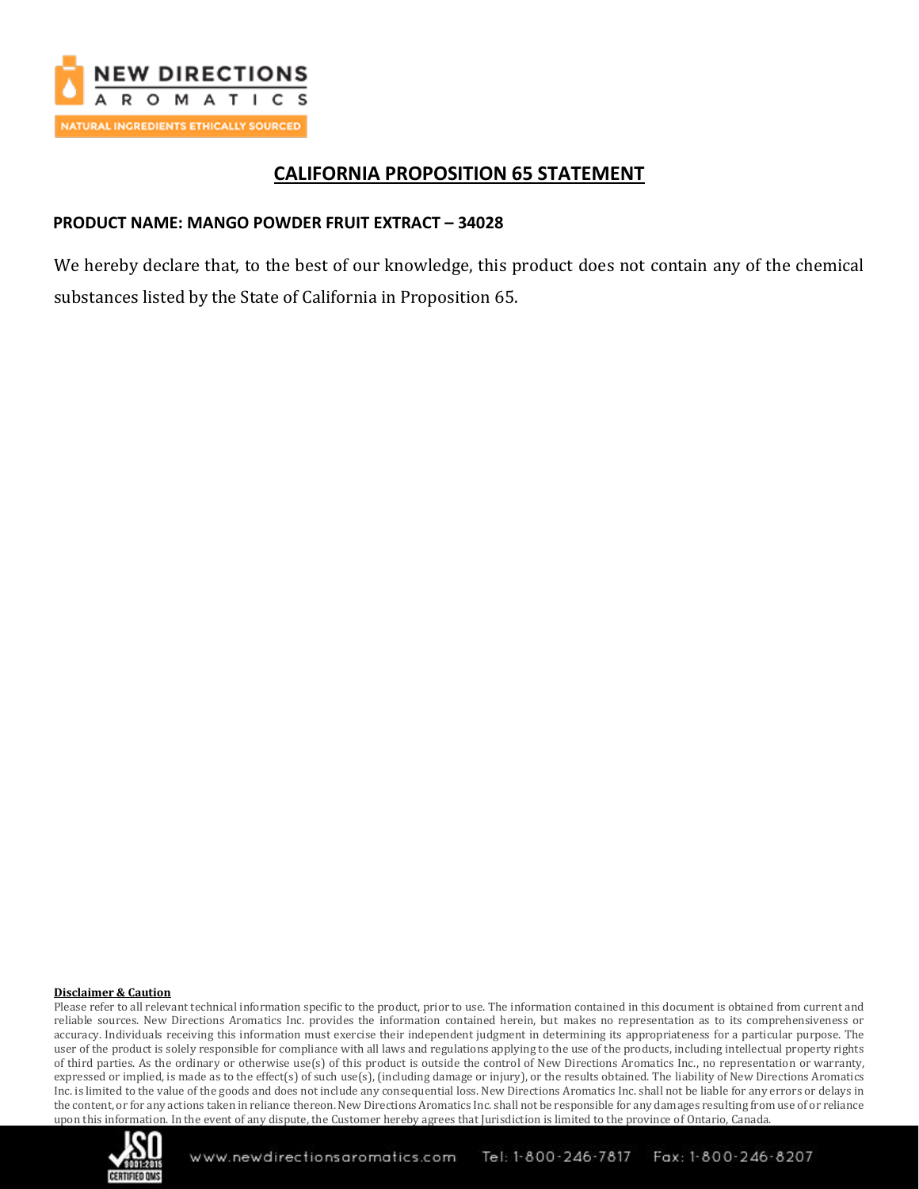# CALIFORNIA PROPOSITION 65 STATEMENT

**PRODUCT NAME: MANGO POWDER FRUIT EXTRACT – 34028**

We hereby declare that, to the best of our knowledge, this product does not contain any of the chemical substances listed by the State of California in Proposition 65.

**Disclaimer & Caution**

Please refer to all relevant technical information specific to the product, prior to use. The information contained in this document is obtained from current and reliable sources. New Directions Aromatics Inc. provides the information contained herein, but makes no representation as to its comprehensiveness or accuracy. Individuals receiving this information must exercise their independent judgment in determining its appropriateness for a particular purpose. The user of the product is solely responsible for compliance with all laws and regulations applying to the use of the products, including intellectual property rights of third parties. As the ordinary or otherwise use(s) of this product is outside the control of New Directions Aromatics Inc., no representation or warranty, expressed or implied, is made as to the effect(s) of such use(s), (including damage or injury), or the results obtained. The liability of New Directions Aromatics Inc. is limited to the value of the goods and does not include any consequential loss. New Directions Aromatics Inc. shall not be liable for any errors or delays in the content, or for any actions taken in reliance thereon. New Directions Aromatics Inc. shall not be responsible for any damages resulting from use of or reliance upon this information. In the event of any dispute, the Customer hereby agrees that Jurisdiction is limited to the province of Ontario, Canada.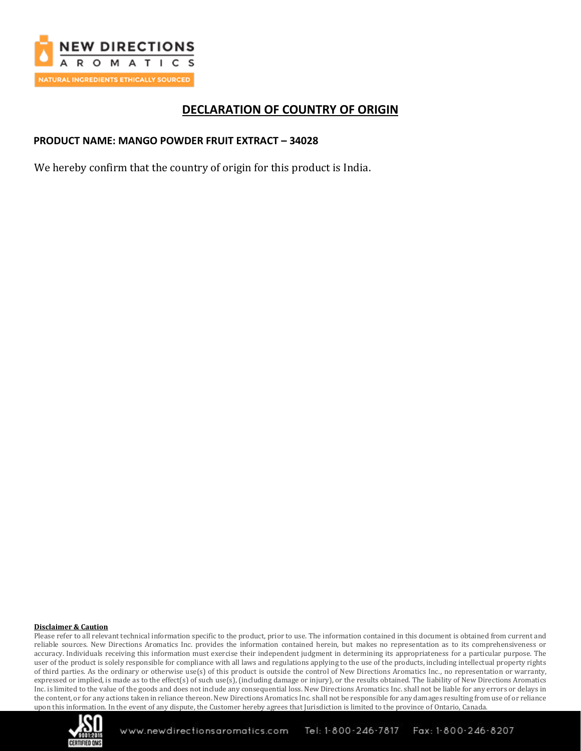# DECLARATION OF COUNTRY OF ORIGIN

**PRODUCT NAME: MANGO POWDER FRUIT EXTRACT – 34028**

We hereby confirm that the country of origin for this product is India.

**Disclaimer & Caution**

Please refer to all relevant technical information specific to the product, prior to use. The information contained in this document is obtained from current and reliable sources. New Directions Aromatics Inc. provides the information contained herein, but makes no representation as to its comprehensiveness or accuracy. Individuals receiving this information must exercise their independent judgment in determining its appropriateness for a particular purpose. The user of the product is solely responsible for compliance with all laws and regulations applying to the use of the products, including intellectual property rights of third parties. As the ordinary or otherwise use(s) of this product is outside the control of New Directions Aromatics Inc., no representation or warranty, expressed or implied, is made as to the effect(s) of such use(s), (including damage or injury), or the results obtained. The liability of New Directions Aromatics Inc. is limited to the value of the goods and does not include any consequential loss. New Directions Aromatics Inc. shall not be liable for any errors or delays in the content, or for any actions taken in reliance thereon. New Directions Aromatics Inc. shall not be responsible for any damages resulting from use of or reliance upon this information. In the event of any dispute, the Customer hereby agrees that Jurisdiction is limited to the province of Ontario, Canada.